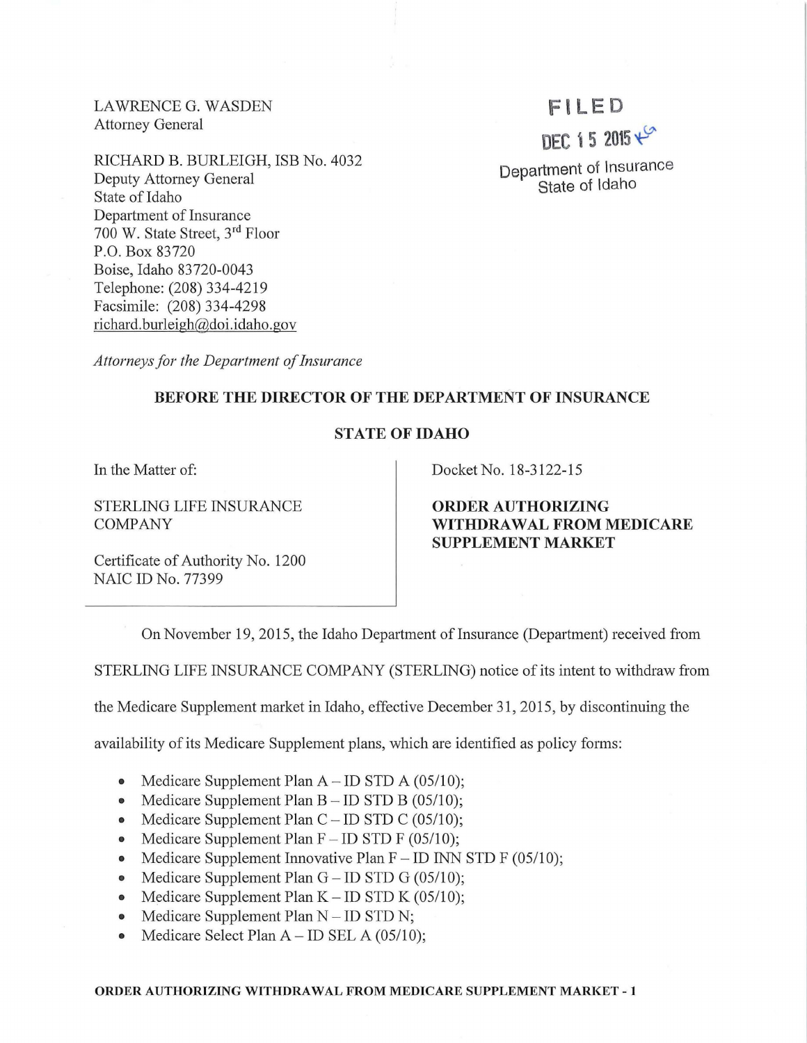LAWRENCE G. WASDEN
Attorney General

RICHARD B. BURLEIGH, ISB No. 4032
Deputy Attorney General
State of Idaho
Department of Insurance
700 W. State Street, 3rd Floor
P.O. Box 83720
Boise, Idaho 83720-0043
Telephone: (208) 334-4219
Facsimile: (208) 334-4298
richard.burleigh@doi.idaho.gov

*Attorneys for the Department of Insurance*

FILED
DEC 15 2015
Department of Insurance
State of Idaho

**BEFORE THE DIRECTOR OF THE DEPARTMENT OF INSURANCE**

**STATE OF IDAHO**

| In the Matter of: STERLING LIFE INSURANCE COMPANY Certificate of Authority No. 1200 NAIC ID No. 77399 | Docket No. 18-3122-15 **ORDER AUTHORIZING WITHDRAWAL FROM MEDICARE SUPPLEMENT MARKET** |
|---|---|

On November 19, 2015, the Idaho Department of Insurance (Department) received from STERLING LIFE INSURANCE COMPANY (STERLING) notice of its intent to withdraw from the Medicare Supplement market in Idaho, effective December 31, 2015, by discontinuing the availability of its Medicare Supplement plans, which are identified as policy forms:

- Medicare Supplement Plan A – ID STD A (05/10);
- Medicare Supplement Plan B – ID STD B (05/10);
- Medicare Supplement Plan C – ID STD C (05/10);
- Medicare Supplement Plan F – ID STD F (05/10);
- Medicare Supplement Innovative Plan F – ID INN STD F (05/10);
- Medicare Supplement Plan G – ID STD G (05/10);
- Medicare Supplement Plan K – ID STD K (05/10);
- Medicare Supplement Plan N – ID STD N;
- Medicare Select Plan A – ID SEL A (05/10);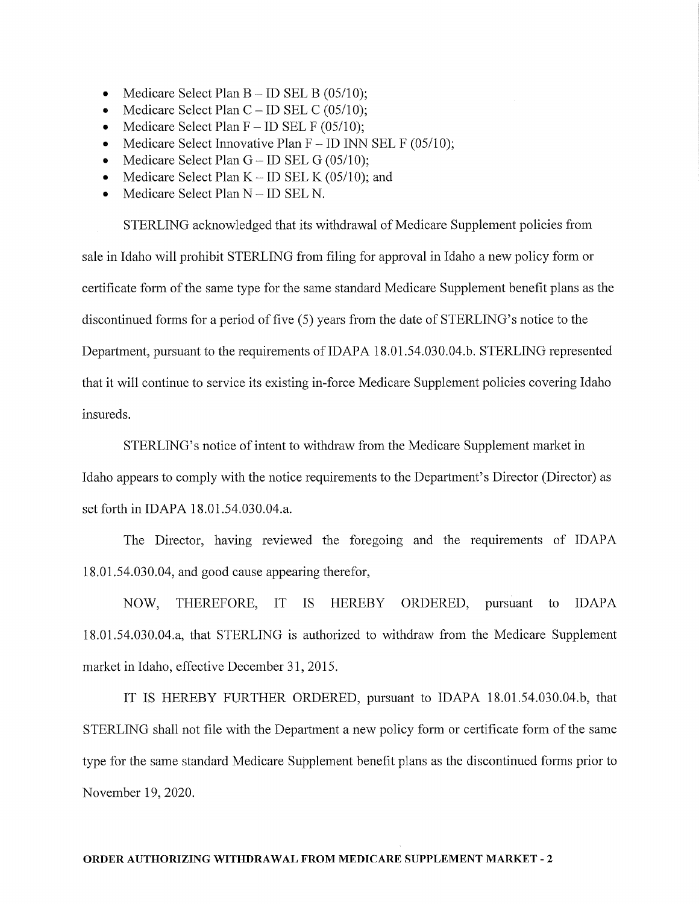- Medicare Select Plan B – ID SEL B (05/10);
- Medicare Select Plan C – ID SEL C (05/10);
- Medicare Select Plan F – ID SEL F (05/10);
- Medicare Select Innovative Plan F – ID INN SEL F (05/10);
- Medicare Select Plan G – ID SEL G (05/10);
- Medicare Select Plan K – ID SEL K (05/10); and
- Medicare Select Plan N – ID SEL N.

STERLING acknowledged that its withdrawal of Medicare Supplement policies from sale in Idaho will prohibit STERLING from filing for approval in Idaho a new policy form or certificate form of the same type for the same standard Medicare Supplement benefit plans as the discontinued forms for a period of five (5) years from the date of STERLING's notice to the Department, pursuant to the requirements of IDAPA 18.01.54.030.04.b. STERLING represented that it will continue to service its existing in-force Medicare Supplement policies covering Idaho insureds.

STERLING's notice of intent to withdraw from the Medicare Supplement market in Idaho appears to comply with the notice requirements to the Department's Director (Director) as set forth in IDAPA 18.01.54.030.04.a.

The Director, having reviewed the foregoing and the requirements of IDAPA 18.01.54.030.04, and good cause appearing therefor,

NOW, THEREFORE, IT IS HEREBY ORDERED, pursuant to IDAPA 18.01.54.030.04.a, that STERLING is authorized to withdraw from the Medicare Supplement market in Idaho, effective December 31, 2015.

IT IS HEREBY FURTHER ORDERED, pursuant to IDAPA 18.01.54.030.04.b, that STERLING shall not file with the Department a new policy form or certificate form of the same type for the same standard Medicare Supplement benefit plans as the discontinued forms prior to November 19, 2020.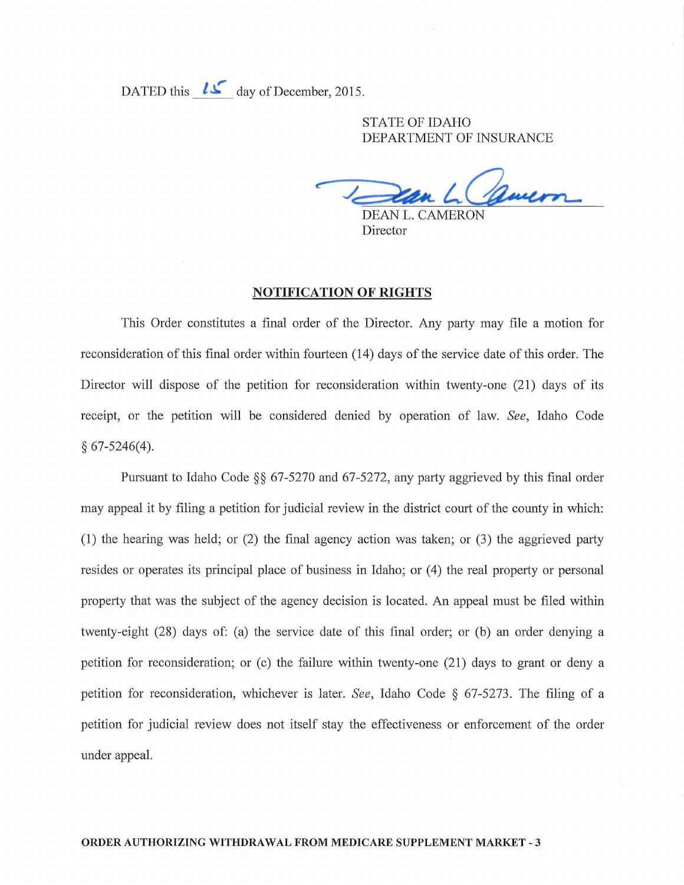DATED this 15 day of December, 2015.

STATE OF IDAHO
DEPARTMENT OF INSURANCE

DEAN L. CAMERON
Director

## NOTIFICATION OF RIGHTS

This Order constitutes a final order of the Director. Any party may file a motion for reconsideration of this final order within fourteen (14) days of the service date of this order. The Director will dispose of the petition for reconsideration within twenty-one (21) days of its receipt, or the petition will be considered denied by operation of law. *See*, Idaho Code § 67-5246(4).

Pursuant to Idaho Code §§ 67-5270 and 67-5272, any party aggrieved by this final order may appeal it by filing a petition for judicial review in the district court of the county in which: (1) the hearing was held; or (2) the final agency action was taken; or (3) the aggrieved party resides or operates its principal place of business in Idaho; or (4) the real property or personal property that was the subject of the agency decision is located. An appeal must be filed within twenty-eight (28) days of: (a) the service date of this final order; or (b) an order denying a petition for reconsideration; or (c) the failure within twenty-one (21) days to grant or deny a petition for reconsideration, whichever is later. *See*, Idaho Code § 67-5273. The filing of a petition for judicial review does not itself stay the effectiveness or enforcement of the order under appeal.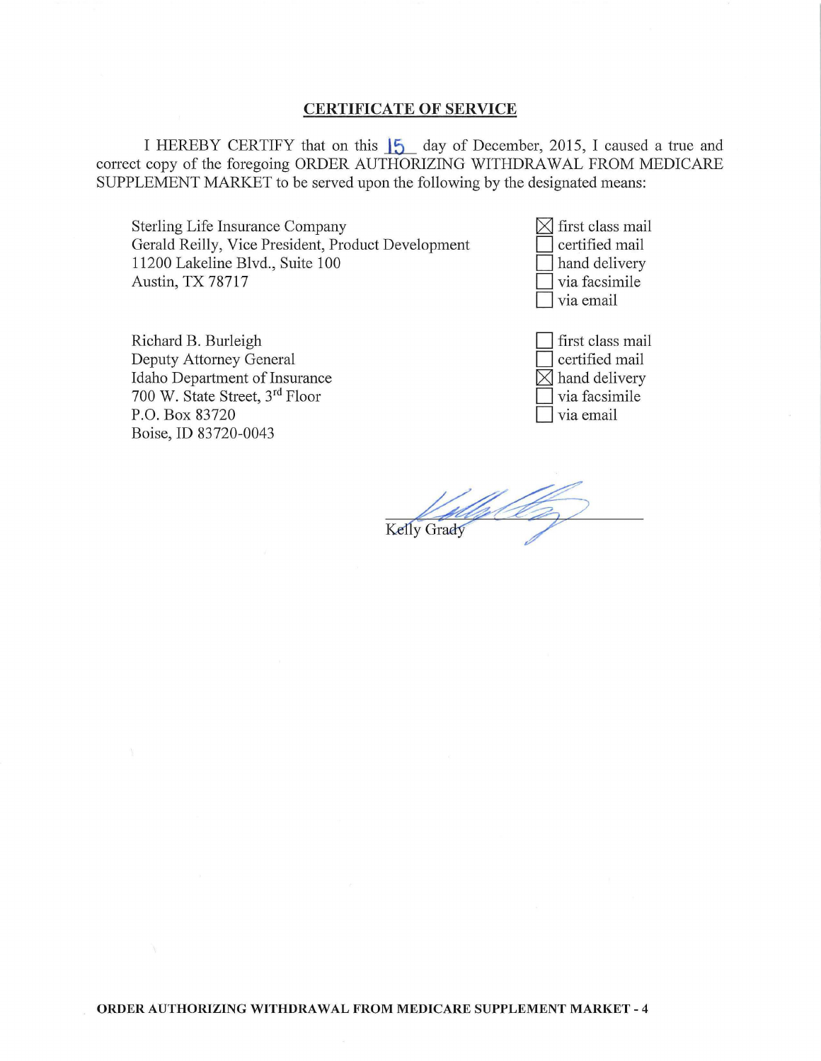## CERTIFICATE OF SERVICE

I HEREBY CERTIFY that on this 15 day of December, 2015, I caused a true and correct copy of the foregoing ORDER AUTHORIZING WITHDRAWAL FROM MEDICARE SUPPLEMENT MARKET to be served upon the following by the designated means:

| | |
|---|---|
| Sterling Life Insurance Company<br>Gerald Reilly, Vice President, Product Development<br>11200 Lakeline Blvd., Suite 100<br>Austin, TX 78717 | ☒ first class mail<br>☐ certified mail<br>☐ hand delivery<br>☐ via facsimile<br>☐ via email |
| Richard B. Burleigh<br>Deputy Attorney General<br>Idaho Department of Insurance<br>700 W. State Street, 3rd Floor<br>P.O. Box 83720<br>Boise, ID 83720-0043 | ☐ first class mail<br>☐ certified mail<br>☒ hand delivery<br>☐ via facsimile<br>☐ via email |

Kelly Grady

ORDER AUTHORIZING WITHDRAWAL FROM MEDICARE SUPPLEMENT MARKET - 4